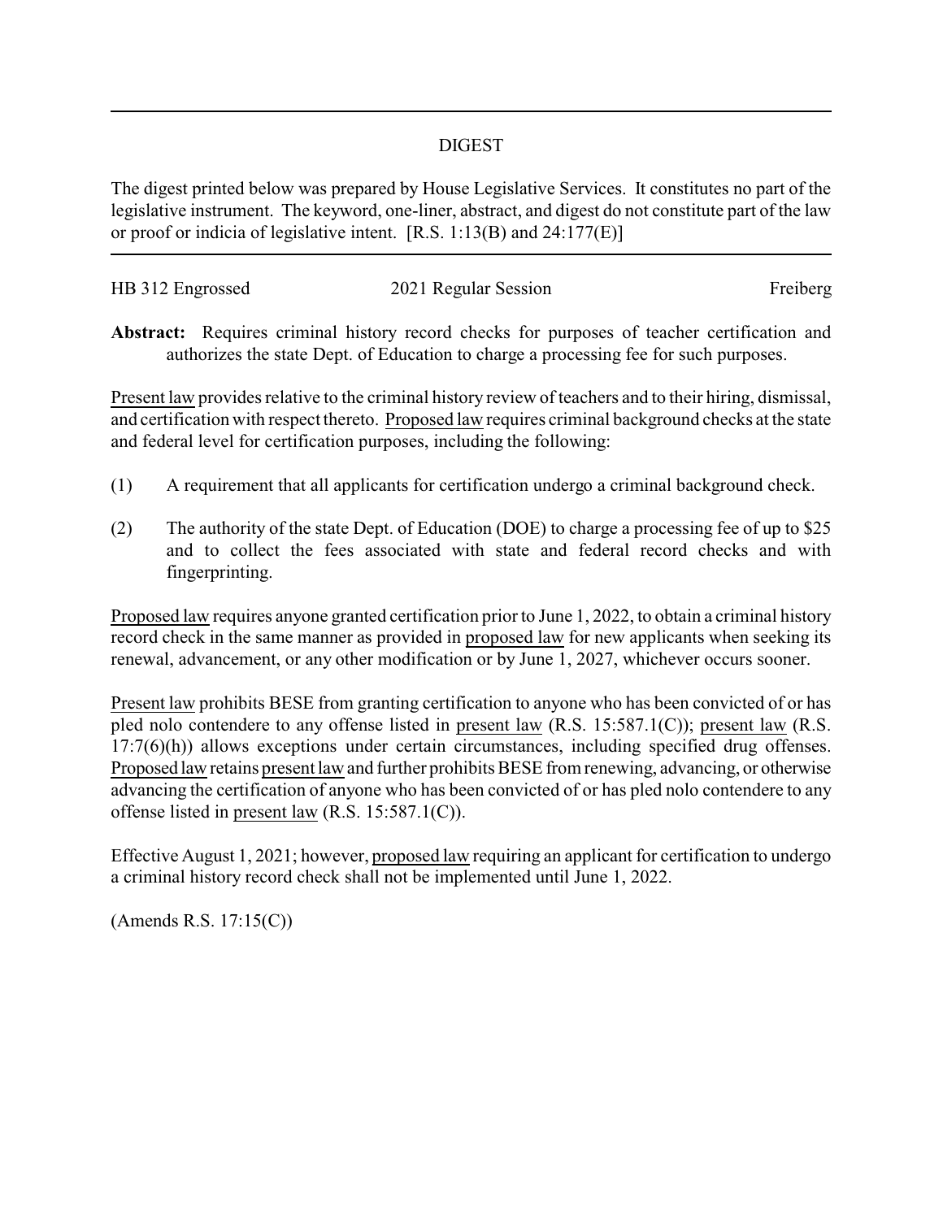# DIGEST

The digest printed below was prepared by House Legislative Services. It constitutes no part of the legislative instrument. The keyword, one-liner, abstract, and digest do not constitute part of the law or proof or indicia of legislative intent. [R.S. 1:13(B) and 24:177(E)]

| HB 312 Engrossed | 2021 Regular Session | Freiberg |
|---|---|---|

**Abstract:** Requires criminal history record checks for purposes of teacher certification and authorizes the state Dept. of Education to charge a processing fee for such purposes.

Present law provides relative to the criminal history review of teachers and to their hiring, dismissal, and certification with respect thereto. Proposed law requires criminal background checks at the state and federal level for certification purposes, including the following:

(1) A requirement that all applicants for certification undergo a criminal background check.

(2) The authority of the state Dept. of Education (DOE) to charge a processing fee of up to $25 and to collect the fees associated with state and federal record checks and with fingerprinting.

Proposed law requires anyone granted certification prior to June 1, 2022, to obtain a criminal history record check in the same manner as provided in proposed law for new applicants when seeking its renewal, advancement, or any other modification or by June 1, 2027, whichever occurs sooner.

Present law prohibits BESE from granting certification to anyone who has been convicted of or has pled nolo contendere to any offense listed in present law (R.S. 15:587.1(C)); present law (R.S. 17:7(6)(h)) allows exceptions under certain circumstances, including specified drug offenses. Proposed law retains present law and further prohibits BESE from renewing, advancing, or otherwise advancing the certification of anyone who has been convicted of or has pled nolo contendere to any offense listed in present law (R.S. 15:587.1(C)).

Effective August 1, 2021; however, proposed law requiring an applicant for certification to undergo a criminal history record check shall not be implemented until June 1, 2022.

(Amends R.S. 17:15(C))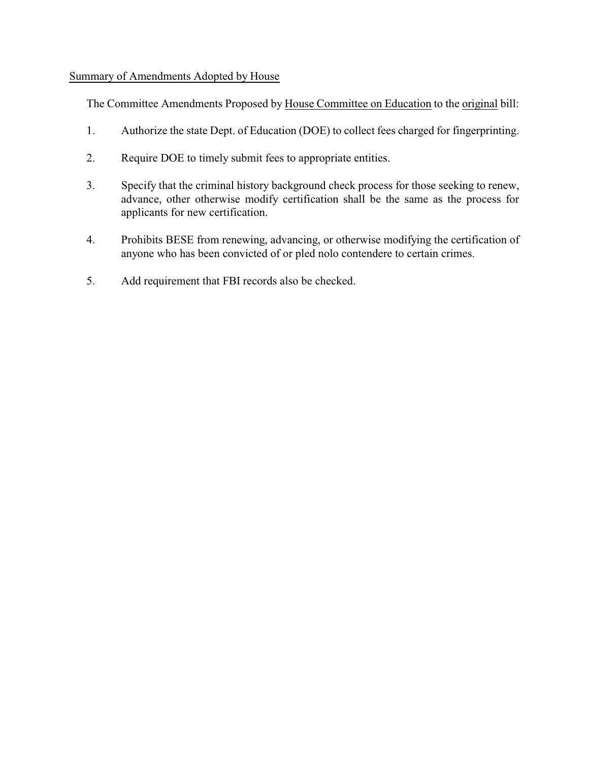Summary of Amendments Adopted by House

The Committee Amendments Proposed by House Committee on Education to the original bill:

1. Authorize the state Dept. of Education (DOE) to collect fees charged for fingerprinting.

2. Require DOE to timely submit fees to appropriate entities.

3. Specify that the criminal history background check process for those seeking to renew, advance, other otherwise modify certification shall be the same as the process for applicants for new certification.

4. Prohibits BESE from renewing, advancing, or otherwise modifying the certification of anyone who has been convicted of or pled nolo contendere to certain crimes.

5. Add requirement that FBI records also be checked.